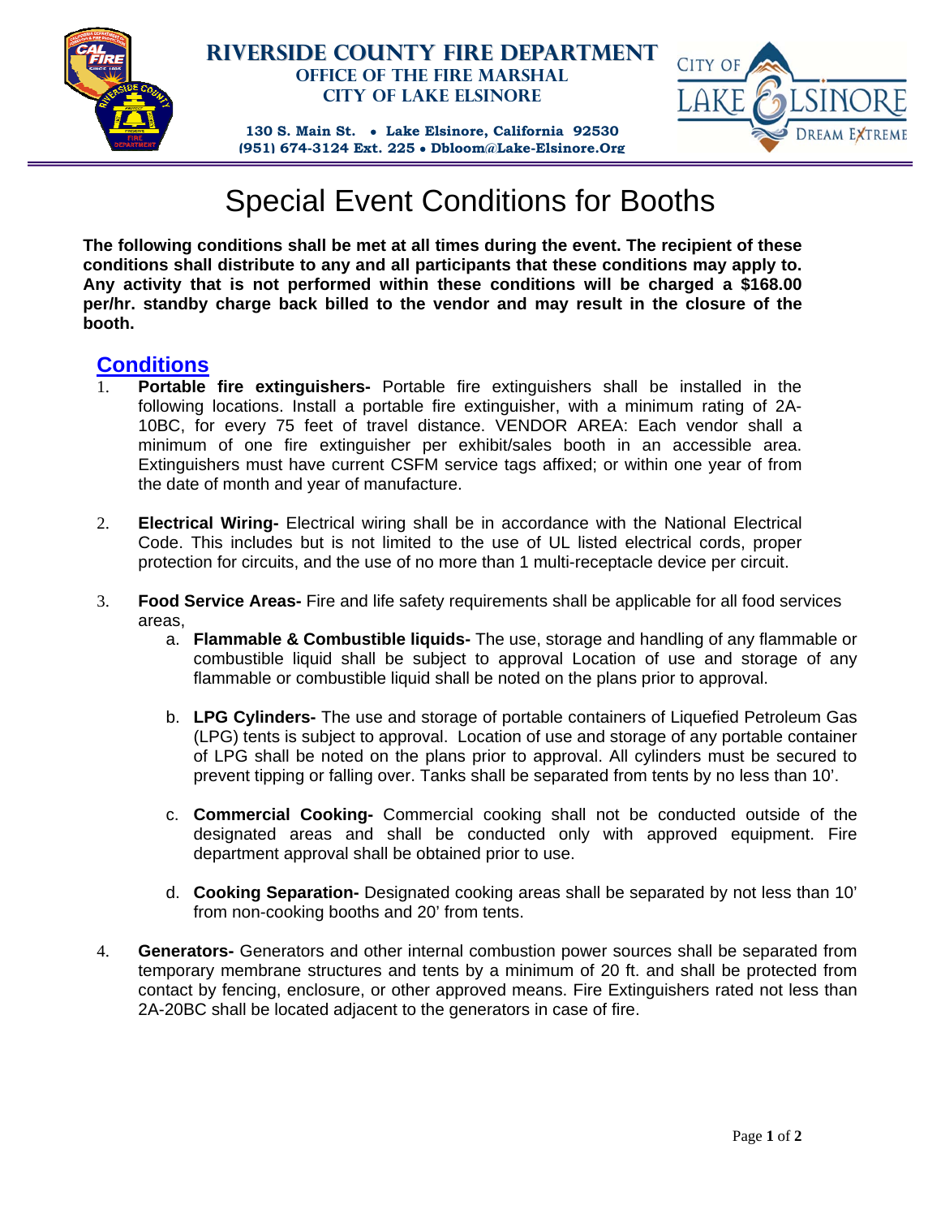# RIVERSIDE COUNTY FIRE DEPARTMENT

**OFFICE OF THE FIRE MARSHAL**
**CITY OF LAKE ELSINORE**

**130 S. Main St. • Lake Elsinore, California 92530**
**(951) 674-3124 Ext. 225 • Dbloom@Lake-Elsinore.Org**

# Special Event Conditions for Booths

**The following conditions shall be met at all times during the event. The recipient of these conditions shall distribute to any and all participants that these conditions may apply to. Any activity that is not performed within these conditions will be charged a $168.00 per/hr. standby charge back billed to the vendor and may result in the closure of the booth.**

## Conditions

1. **Portable fire extinguishers-** Portable fire extinguishers shall be installed in the following locations. Install a portable fire extinguisher, with a minimum rating of 2A-10BC, for every 75 feet of travel distance. VENDOR AREA: Each vendor shall a minimum of one fire extinguisher per exhibit/sales booth in an accessible area. Extinguishers must have current CSFM service tags affixed; or within one year of from the date of month and year of manufacture.

2. **Electrical Wiring-** Electrical wiring shall be in accordance with the National Electrical Code. This includes but is not limited to the use of UL listed electrical cords, proper protection for circuits, and the use of no more than 1 multi-receptacle device per circuit.

3. **Food Service Areas-** Fire and life safety requirements shall be applicable for all food services areas,
   a. **Flammable & Combustible liquids-** The use, storage and handling of any flammable or combustible liquid shall be subject to approval Location of use and storage of any flammable or combustible liquid shall be noted on the plans prior to approval.

   b. **LPG Cylinders-** The use and storage of portable containers of Liquefied Petroleum Gas (LPG) tents is subject to approval. Location of use and storage of any portable container of LPG shall be noted on the plans prior to approval. All cylinders must be secured to prevent tipping or falling over. Tanks shall be separated from tents by no less than 10'.

   c. **Commercial Cooking-** Commercial cooking shall not be conducted outside of the designated areas and shall be conducted only with approved equipment. Fire department approval shall be obtained prior to use.

   d. **Cooking Separation-** Designated cooking areas shall be separated by not less than 10' from non-cooking booths and 20' from tents.

4. **Generators-** Generators and other internal combustion power sources shall be separated from temporary membrane structures and tents by a minimum of 20 ft. and shall be protected from contact by fencing, enclosure, or other approved means. Fire Extinguishers rated not less than 2A-20BC shall be located adjacent to the generators in case of fire.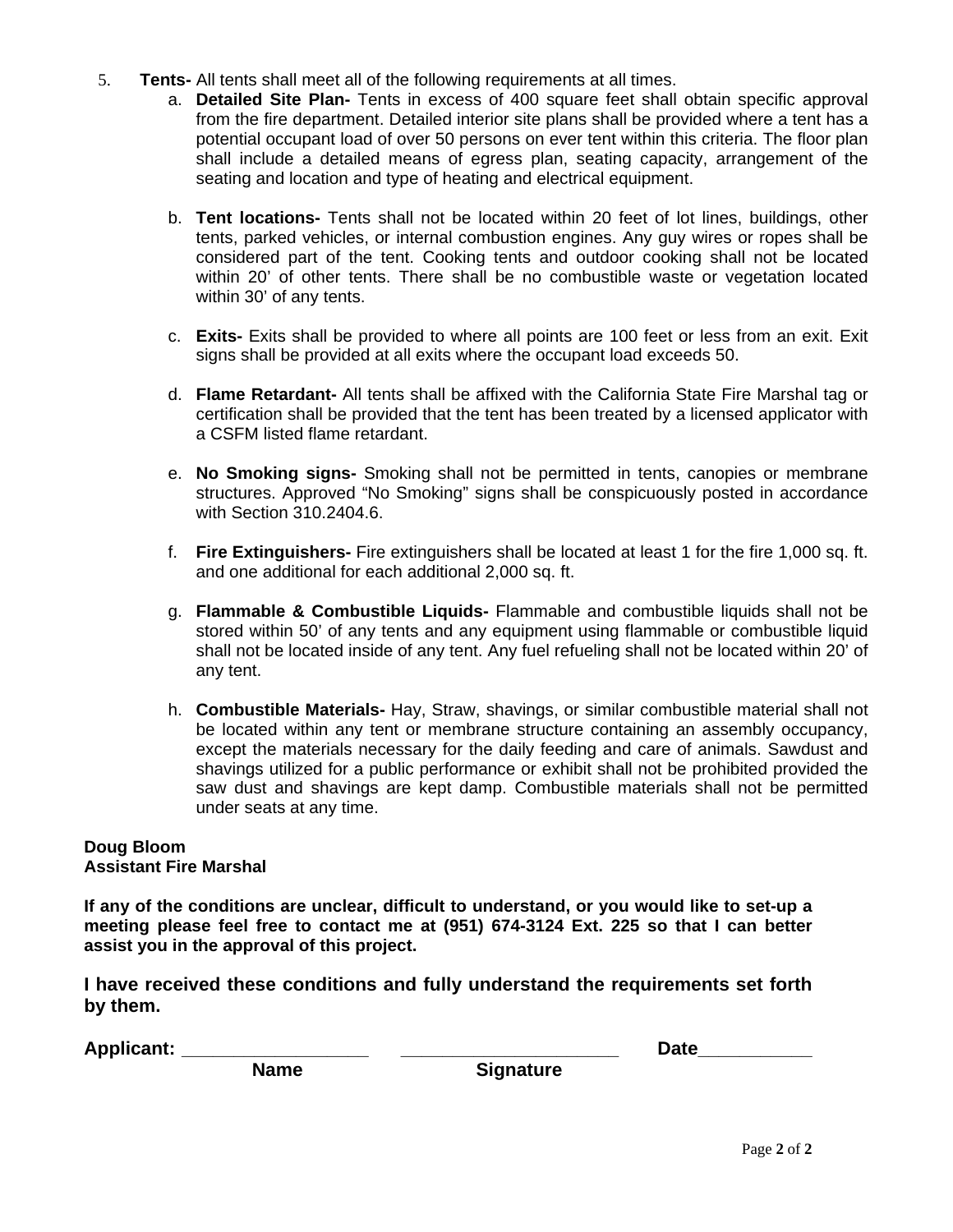5. **Tents-** All tents shall meet all of the following requirements at all times.
   a. **Detailed Site Plan-** Tents in excess of 400 square feet shall obtain specific approval from the fire department. Detailed interior site plans shall be provided where a tent has a potential occupant load of over 50 persons on ever tent within this criteria. The floor plan shall include a detailed means of egress plan, seating capacity, arrangement of the seating and location and type of heating and electrical equipment.

   b. **Tent locations-** Tents shall not be located within 20 feet of lot lines, buildings, other tents, parked vehicles, or internal combustion engines. Any guy wires or ropes shall be considered part of the tent. Cooking tents and outdoor cooking shall not be located within 20' of other tents. There shall be no combustible waste or vegetation located within 30' of any tents.

   c. **Exits-** Exits shall be provided to where all points are 100 feet or less from an exit. Exit signs shall be provided at all exits where the occupant load exceeds 50.

   d. **Flame Retardant-** All tents shall be affixed with the California State Fire Marshal tag or certification shall be provided that the tent has been treated by a licensed applicator with a CSFM listed flame retardant.

   e. **No Smoking signs-** Smoking shall not be permitted in tents, canopies or membrane structures. Approved "No Smoking" signs shall be conspicuously posted in accordance with Section 310.2404.6.

   f. **Fire Extinguishers-** Fire extinguishers shall be located at least 1 for the fire 1,000 sq. ft. and one additional for each additional 2,000 sq. ft.

   g. **Flammable & Combustible Liquids-** Flammable and combustible liquids shall not be stored within 50' of any tents and any equipment using flammable or combustible liquid shall not be located inside of any tent. Any fuel refueling shall not be located within 20' of any tent.

   h. **Combustible Materials-** Hay, Straw, shavings, or similar combustible material shall not be located within any tent or membrane structure containing an assembly occupancy, except the materials necessary for the daily feeding and care of animals. Sawdust and shavings utilized for a public performance or exhibit shall not be prohibited provided the saw dust and shavings are kept damp. Combustible materials shall not be permitted under seats at any time.

**Doug Bloom**
**Assistant Fire Marshal**

**If any of the conditions are unclear, difficult to understand, or you would like to set-up a meeting please feel free to contact me at (951) 674-3124 Ext. 225 so that I can better assist you in the approval of this project.**

**I have received these conditions and fully understand the requirements set forth by them.**

**Applicant:** __________________ ______________________ **Date**___________
**Name** **Signature**